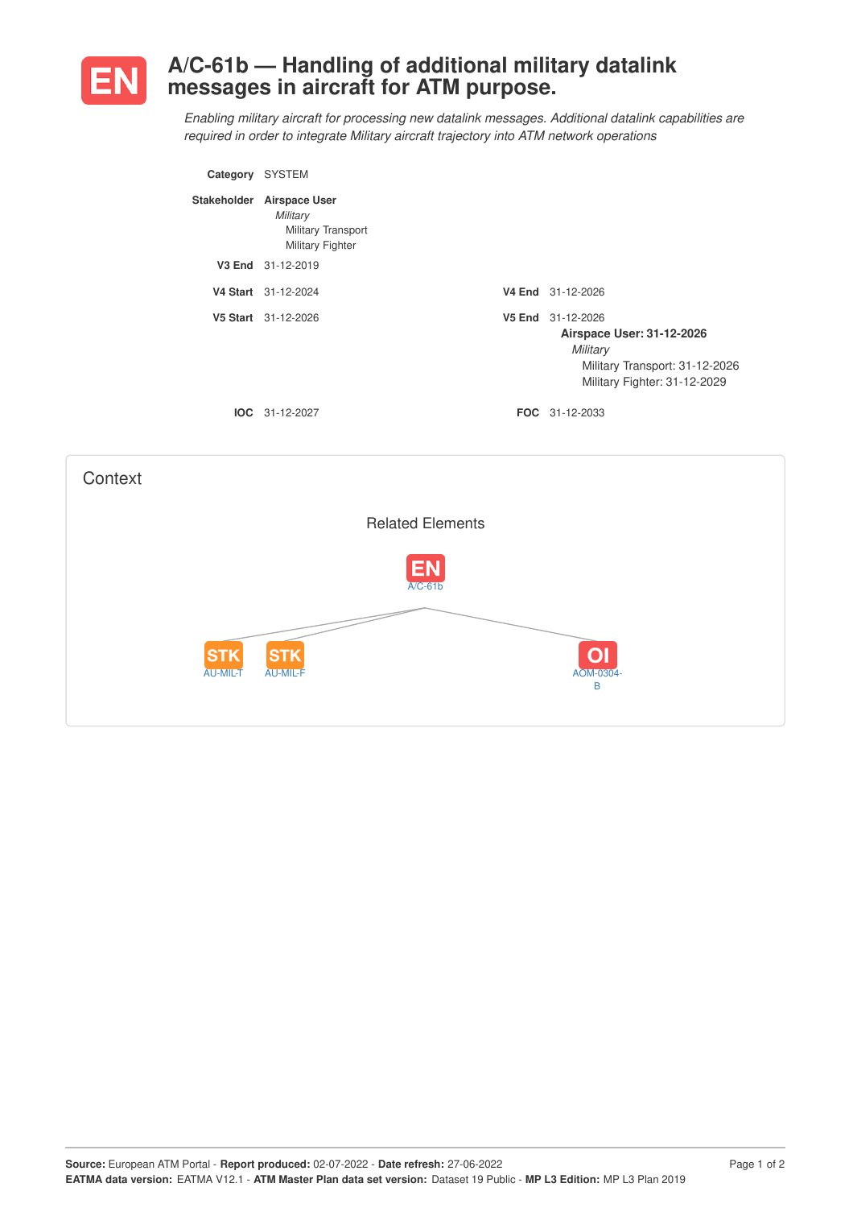# EN A/C-61b — Handling of additional military datalink messages in aircraft for ATM purpose.

*Enabling military aircraft for processing new datalink messages. Additional datalink capabilities are required in order to integrate Military aircraft trajectory into ATM network operations*

**Category** SYSTEM

**Stakeholder** **Airspace User**
*Military*
Military Transport
Military Fighter

**V3 End** 31-12-2019

**V4 Start** 31-12-2024 **V4 End** 31-12-2026

**V5 Start** 31-12-2026 **V5 End** 31-12-2026

**Airspace User: 31-12-2026**
*Military*
Military Transport: 31-12-2026
Military Fighter: 31-12-2029

**IOC** 31-12-2027 **FOC** 31-12-2033

## Context

### Related Elements

- EN A/C-61b
  - STK AU-MIL-T
  - STK AU-MIL-F
  - OI AOM-0304-B

**Source:** European ATM Portal - **Report produced:** 02-07-2022 - **Date refresh:** 27-06-2022
**EATMA data version:** EATMA V12.1 - **ATM Master Plan data set version:** Dataset 19 Public - **MP L3 Edition:** MP L3 Plan 2019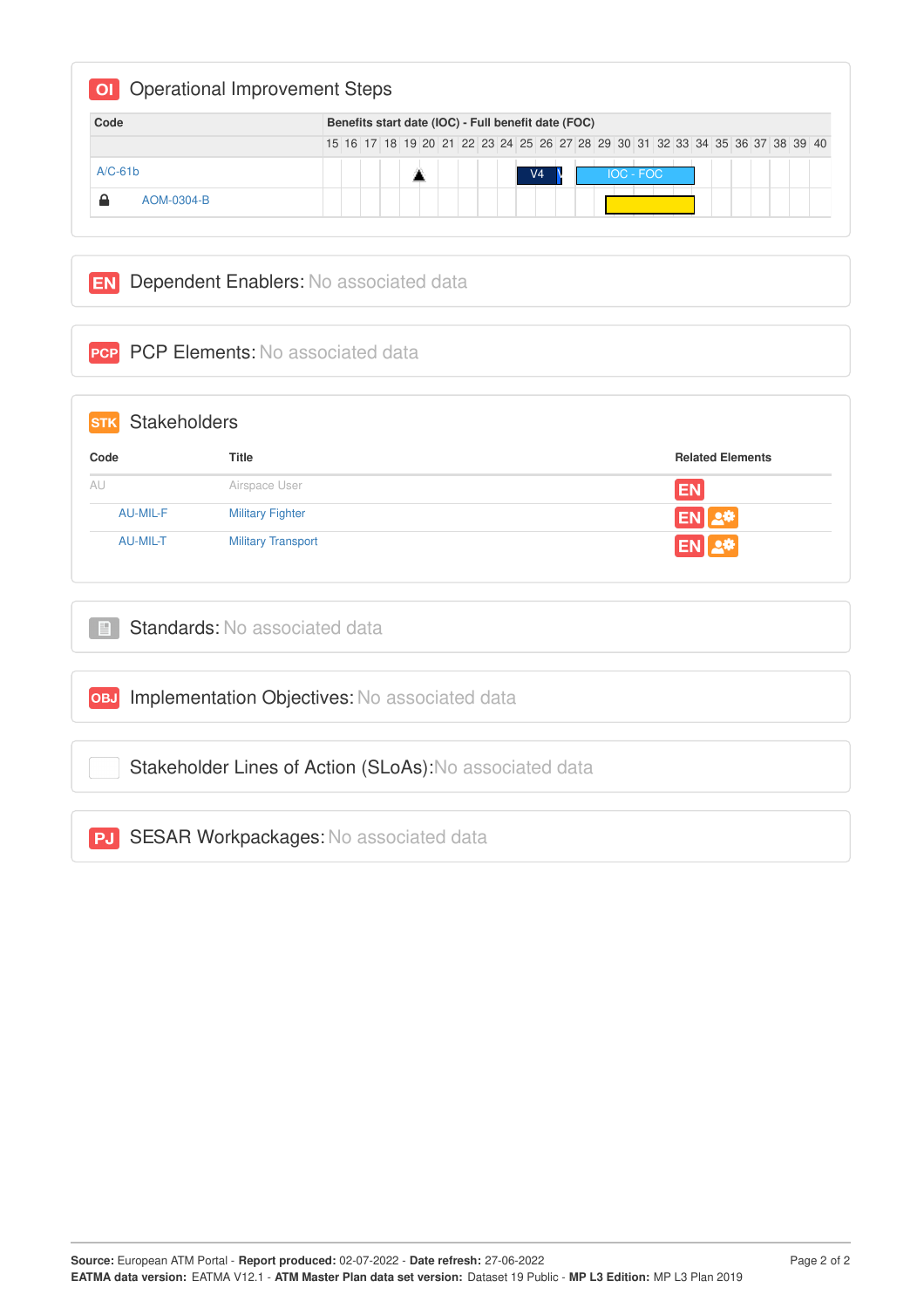## OI Operational Improvement Steps

| Code | Benefits start date (IOC) - Full benefit date (FOC) |
|---|---|
| | 15 16 17 18 19 20 21 22 23 24 25 26 27 28 29 30 31 32 33 34 35 36 37 38 39 40 |
| A/C-61b | V4 IOC - FOC |
| AOM-0304-B | |

## EN Dependent Enablers: No associated data

## PCP PCP Elements: No associated data

## STK Stakeholders

| Code | Title | Related Elements |
|---|---|---|
| AU | Airspace User | EN |
| AU-MIL-F | Military Fighter | EN |
| AU-MIL-T | Military Transport | EN |

## Standards: No associated data

## OBJ Implementation Objectives: No associated data

## Stakeholder Lines of Action (SLoAs): No associated data

## PJ SESAR Workpackages: No associated data

**Source:** European ATM Portal - **Report produced:** 02-07-2022 - **Date refresh:** 27-06-2022
**EATMA data version:** EATMA V12.1 - **ATM Master Plan data set version:** Dataset 19 Public - **MP L3 Edition:** MP L3 Plan 2019